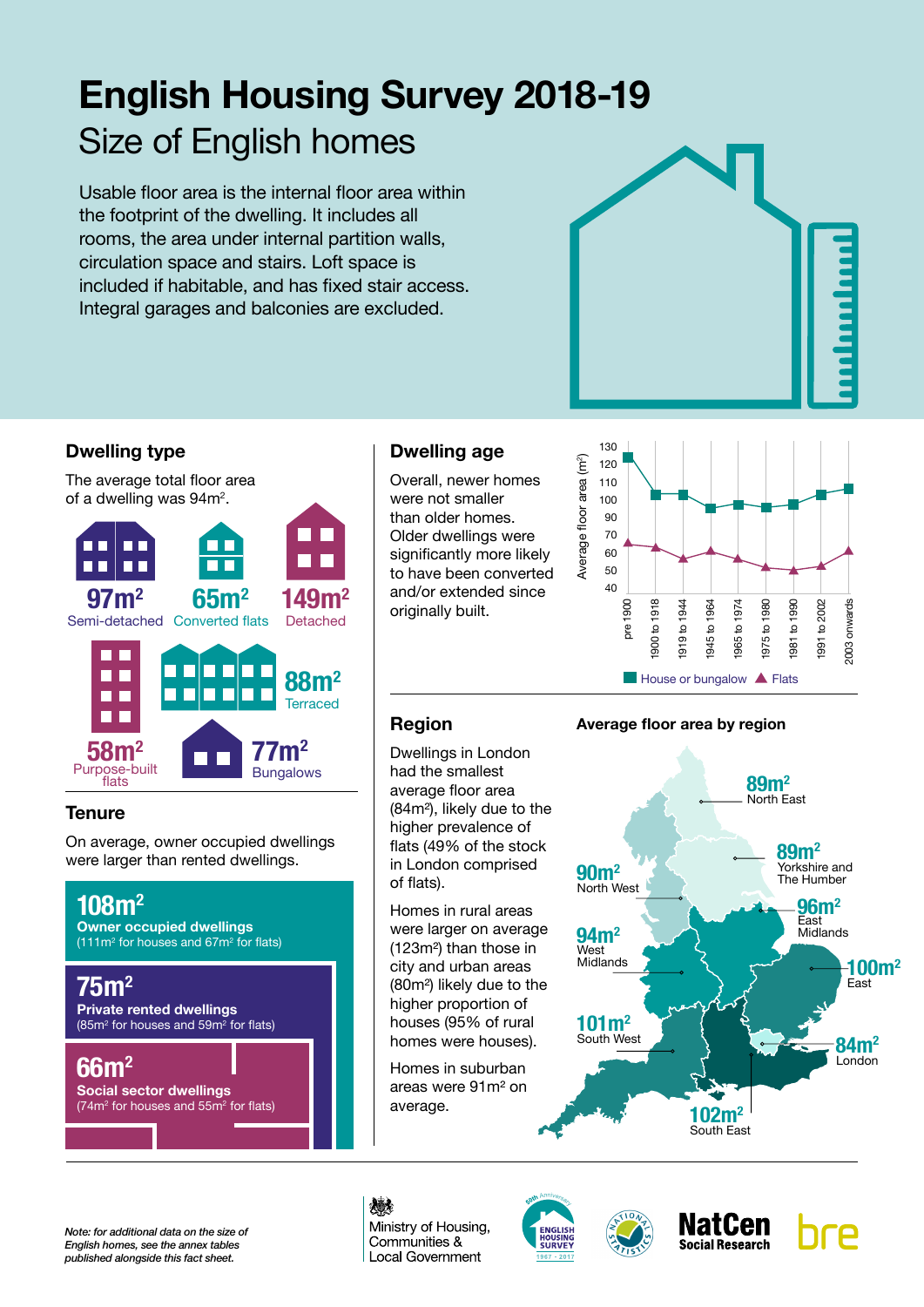# English Housing Survey 2018-19

## Size of English homes

Usable floor area is the internal floor area within the footprint of the dwelling. It includes all rooms, the area under internal partition walls, circulation space and stairs. Loft space is included if habitable, and has fixed stair access. Integral garages and balconies are excluded.

### Dwelling type

The average total floor area of a dwelling was 94m².

- **97m²** Semi-detached
- **65m²** Converted flats
- **149m²** Detached
- **88m²** Terraced
- **58m²** Purpose-built flats
- **77m²** Bungalows

### Tenure

On average, owner occupied dwellings were larger than rented dwellings.

**108m²**
**Owner occupied dwellings**
(111m² for houses and 67m² for flats)

**75m²**
**Private rented dwellings**
(85m² for houses and 59m² for flats)

**66m²**
**Social sector dwellings**
(74m² for houses and 55m² for flats)

### Dwelling age

Overall, newer homes were not smaller than older homes. Older dwellings were significantly more likely to have been converted and/or extended since originally built.

Average floor area (m²) — House or bungalow / Flats

pre 1900, 1900 to 1918, 1919 to 1944, 1945 to 1964, 1965 to 1974, 1975 to 1980, 1981 to 1990, 1991 to 2002, 2003 onwards

### Region

Dwellings in London had the smallest average floor area (84m²), likely due to the higher prevalence of flats (49% of the stock in London comprised of flats).

Homes in rural areas were larger on average (123m²) than those in city and urban areas (80m²) likely due to the higher proportion of houses (95% of rural homes were houses).

Homes in suburban areas were 91m² on average.

**Average floor area by region**

- **89m²** North East
- **89m²** Yorkshire and The Humber
- **90m²** North West
- **96m²** East Midlands
- **94m²** West Midlands
- **100m²** East
- **101m²** South West
- **84m²** London
- **102m²** South East

*Note: for additional data on the size of English homes, see the annex tables published alongside this fact sheet.*

Ministry of Housing, Communities & Local Government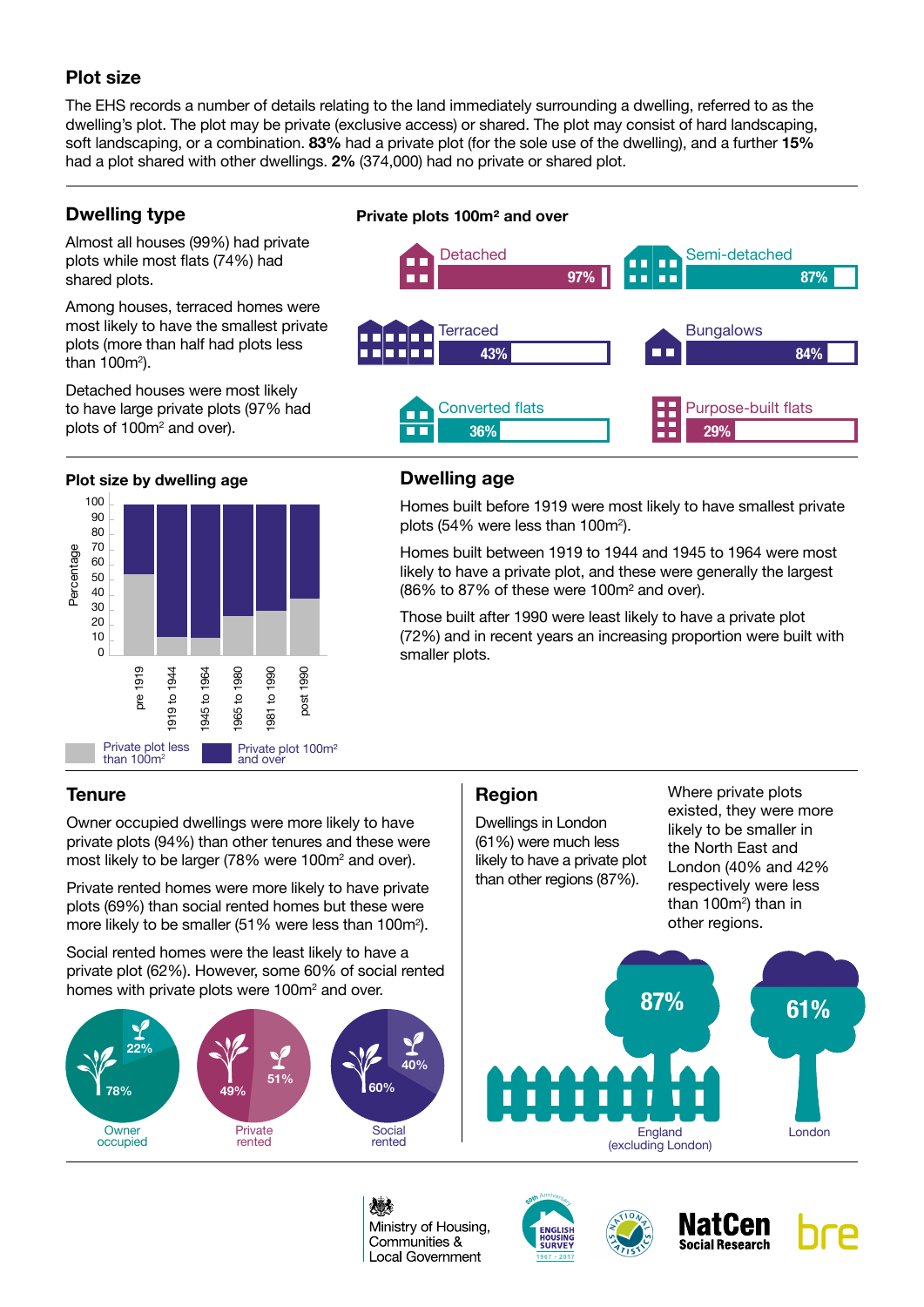## Plot size

The EHS records a number of details relating to the land immediately surrounding a dwelling, referred to as the dwelling's plot. The plot may be private (exclusive access) or shared. The plot may consist of hard landscaping, soft landscaping, or a combination. **83%** had a private plot (for the sole use of the dwelling), and a further **15%** had a plot shared with other dwellings. **2%** (374,000) had no private or shared plot.

## Dwelling type

Almost all houses (99%) had private plots while most flats (74%) had shared plots.

Among houses, terraced homes were most likely to have the smallest private plots (more than half had plots less than 100m²).

Detached houses were most likely to have large private plots (97% had plots of 100m² and over).

**Private plots 100m² and over**

Detached 97%

Semi-detached 87%

Terraced 43%

Bungalows 84%

Converted flats 36%

Purpose-built flats 29%

**Plot size by dwelling age**

100
90
80
70
60
50
40
30
20
10
0

Percentage

pre 1919
1919 to 1944
1945 to 1964
1965 to 1980
1981 to 1990
post 1990

Private plot less than 100m²
Private plot 100m² and over

## Dwelling age

Homes built before 1919 were most likely to have smallest private plots (54% were less than 100m²).

Homes built between 1919 to 1944 and 1945 to 1964 were most likely to have a private plot, and these were generally the largest (86% to 87% of these were 100m² and over).

Those built after 1990 were least likely to have a private plot (72%) and in recent years an increasing proportion were built with smaller plots.

## Tenure

Owner occupied dwellings were more likely to have private plots (94%) than other tenures and these were most likely to be larger (78% were 100m² and over).

Private rented homes were more likely to have private plots (69%) than social rented homes but these were more likely to be smaller (51% were less than 100m²).

Social rented homes were the least likely to have a private plot (62%). However, some 60% of social rented homes with private plots were 100m² and over.

Owner occupied: 22% 78%

Private rented: 49% 51%

Social rented: 40% 60%

## Region

Dwellings in London (61%) were much less likely to have a private plot than other regions (87%).

Where private plots existed, they were more likely to be smaller in the North East and London (40% and 42% respectively were less than 100m²) than in other regions.

87% England (excluding London)

61% London

Ministry of Housing, Communities & Local Government

English Housing Survey

NatCen Social Research

bre